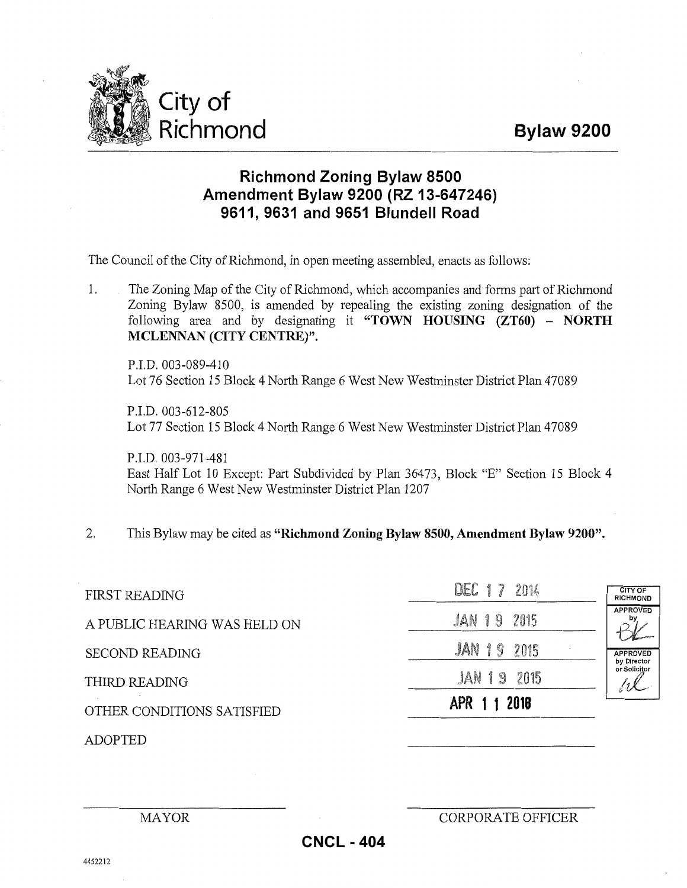City of Richmond

# Bylaw 9200

## Richmond Zoning Bylaw 8500 Amendment Bylaw 9200 (RZ 13-647246) 9611, 9631 and 9651 Blundell Road

The Council of the City of Richmond, in open meeting assembled, enacts as follows:

1. The Zoning Map of the City of Richmond, which accompanies and forms part of Richmond Zoning Bylaw 8500, is amended by repealing the existing zoning designation of the following area and by designating it **"TOWN HOUSING (ZT60) – NORTH MCLENNAN (CITY CENTRE)".**

   P.I.D. 003-089-410
   Lot 76 Section 15 Block 4 North Range 6 West New Westminster District Plan 47089

   P.I.D. 003-612-805
   Lot 77 Section 15 Block 4 North Range 6 West New Westminster District Plan 47089

   P.I.D. 003-971-481
   East Half Lot 10 Except: Part Subdivided by Plan 36473, Block "E" Section 15 Block 4 North Range 6 West New Westminster District Plan 1207

2. This Bylaw may be cited as **"Richmond Zoning Bylaw 8500, Amendment Bylaw 9200".**

| | | |
|---|---|---|
| FIRST READING | DEC 17 2014 | CITY OF RICHMOND |
| A PUBLIC HEARING WAS HELD ON | JAN 19 2015 | APPROVED by |
| SECOND READING | JAN 19 2015 | APPROVED by Director or Solicitor |
| THIRD READING | JAN 19 2015 | |
| OTHER CONDITIONS SATISFIED | APR 11 2018 | |
| ADOPTED | | |

MAYOR

CORPORATE OFFICER

**CNCL - 404**

4452212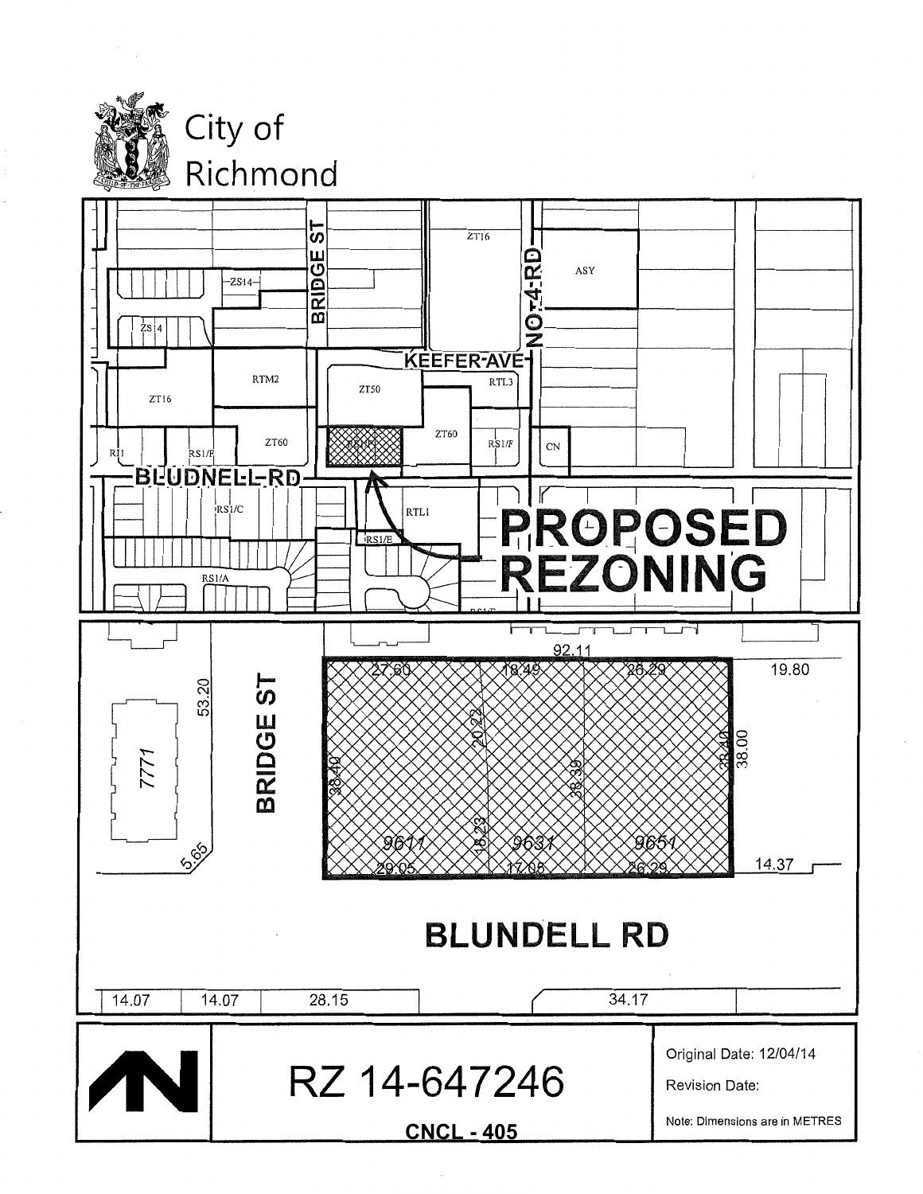City of Richmond

BRIDGE ST

NO 4 RD

ZT16

ASY

ZS14

ZS14

KEEFER AVE

RTM2

ZT50

RTL3

ZT16

ZT60

RS1/F

RI1

RS1/E

ZT60

RS1/F

CN

BLUNDELL RD

RS1/C

RTL1

RS1/E

RS1/A

PROPOSED REZONING

92.11

27.60

18.49

26.29

19.80

53.20

BRIDGE ST

7771

38.40

20.22

38.39

38.40

38.00

9611

9631

9651

18.23

5.65

29.05

17.05

26.29

14.37

BLUNDELL RD

14.07

14.07

28.15

34.17

RZ 14-647246

Original Date: 12/04/14

Revision Date:

Note: Dimensions are in METRES

CNCL - 405